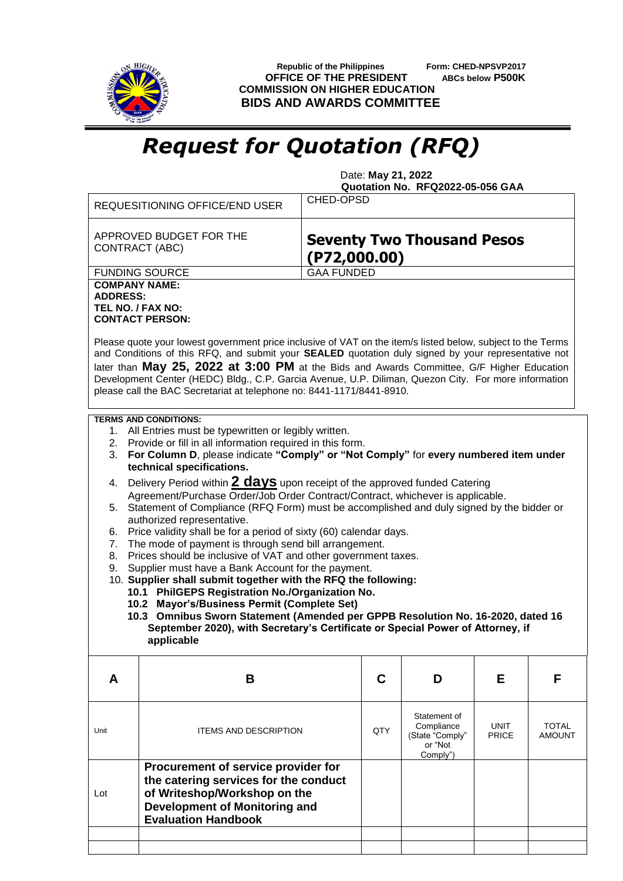Republic of the Philippines
**OFFICE OF THE PRESIDENT**
**COMMISSION ON HIGHER EDUCATION**
**BIDS AND AWARDS COMMITTEE**

Form: CHED-NPSVP2017
ABCs below **P500K**

# *Request for Quotation (RFQ)*

Date: **May 21, 2022**
**Quotation No. RFQ2022-05-056 GAA**

| | |
|---|---|
| REQUESITIONING OFFICE/END USER | CHED-OPSD |
| APPROVED BUDGET FOR THE CONTRACT (ABC) | **Seventy Two Thousand Pesos (P72,000.00)** |
| FUNDING SOURCE | GAA FUNDED |

**COMPANY NAME:**
**ADDRESS:**
**TEL NO. / FAX NO:**
**CONTACT PERSON:**

Please quote your lowest government price inclusive of VAT on the item/s listed below, subject to the Terms and Conditions of this RFQ, and submit your **SEALED** quotation duly signed by your representative not later than **May 25, 2022 at 3:00 PM** at the Bids and Awards Committee, G/F Higher Education Development Center (HEDC) Bldg., C.P. Garcia Avenue, U.P. Diliman, Quezon City. For more information please call the BAC Secretariat at telephone no: 8441-1171/8441-8910.

**TERMS AND CONDITIONS:**

1. All Entries must be typewritten or legibly written.
2. Provide or fill in all information required in this form.
3. **For Column D**, please indicate **"Comply" or "Not Comply"** for **every numbered item under technical specifications.**
4. Delivery Period within **2 days** upon receipt of the approved funded Catering Agreement/Purchase Order/Job Order Contract/Contract, whichever is applicable.
5. Statement of Compliance (RFQ Form) must be accomplished and duly signed by the bidder or authorized representative.
6. Price validity shall be for a period of sixty (60) calendar days.
7. The mode of payment is through send bill arrangement.
8. Prices should be inclusive of VAT and other government taxes.
9. Supplier must have a Bank Account for the payment.
10. **Supplier shall submit together with the RFQ the following:**
    **10.1 PhilGEPS Registration No./Organization No.**
    **10.2 Mayor's/Business Permit (Complete Set)**
    **10.3 Omnibus Sworn Statement (Amended per GPPB Resolution No. 16-2020, dated 16 September 2020), with Secretary's Certificate or Special Power of Attorney, if applicable**

| A | B | C | D | E | F |
|---|---|---|---|---|---|
| Unit | ITEMS AND DESCRIPTION | QTY | Statement of Compliance (State "Comply" or "Not Comply") | UNIT PRICE | TOTAL AMOUNT |
| Lot | **Procurement of service provider for the catering services for the conduct of Writeshop/Workshop on the Development of Monitoring and Evaluation Handbook** | | | | |
| | | | | | |
| | | | | | |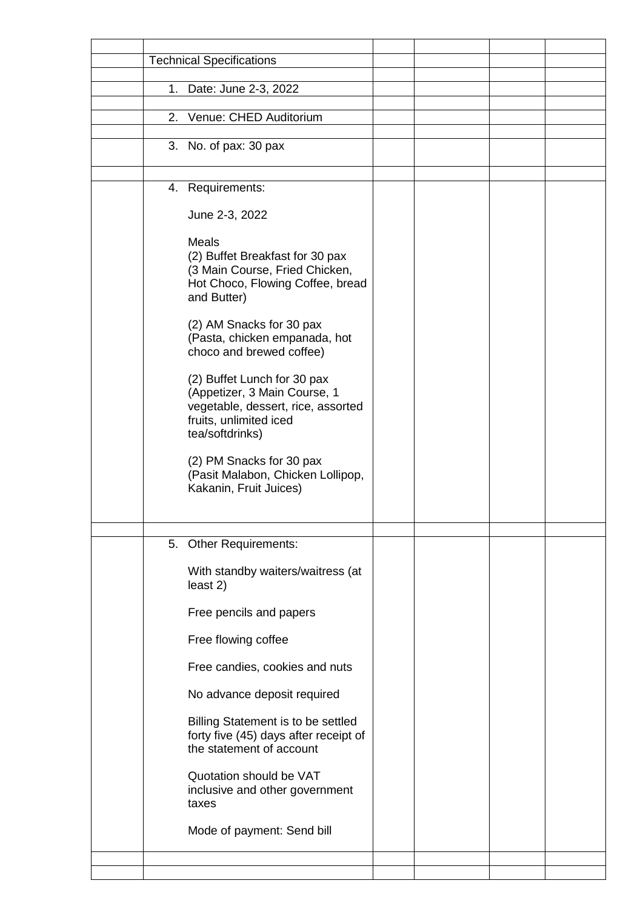| | | | | | |
|---|---|---|---|---|---|
| | Technical Specifications | | | | |
| | | | | | |
| | 1. Date: June 2-3, 2022 | | | | |
| | | | | | |
| | 2. Venue: CHED Auditorium | | | | |
| | | | | | |
| | 3. No. of pax: 30 pax | | | | |
| | | | | | |
| | 4. Requirements:<br><br>June 2-3, 2022<br><br>Meals<br>(2) Buffet Breakfast for 30 pax (3 Main Course, Fried Chicken, Hot Choco, Flowing Coffee, bread and Butter)<br><br>(2) AM Snacks for 30 pax (Pasta, chicken empanada, hot choco and brewed coffee)<br><br>(2) Buffet Lunch for 30 pax (Appetizer, 3 Main Course, 1 vegetable, dessert, rice, assorted fruits, unlimited iced tea/softdrinks)<br><br>(2) PM Snacks for 30 pax (Pasit Malabon, Chicken Lollipop, Kakanin, Fruit Juices) | | | | |
| | | | | | |
| | 5. Other Requirements:<br><br>With standby waiters/waitress (at least 2)<br><br>Free pencils and papers<br><br>Free flowing coffee<br><br>Free candies, cookies and nuts<br><br>No advance deposit required<br><br>Billing Statement is to be settled forty five (45) days after receipt of the statement of account<br><br>Quotation should be VAT inclusive and other government taxes<br><br>Mode of payment: Send bill | | | | |
| | | | | | |
| | | | | | |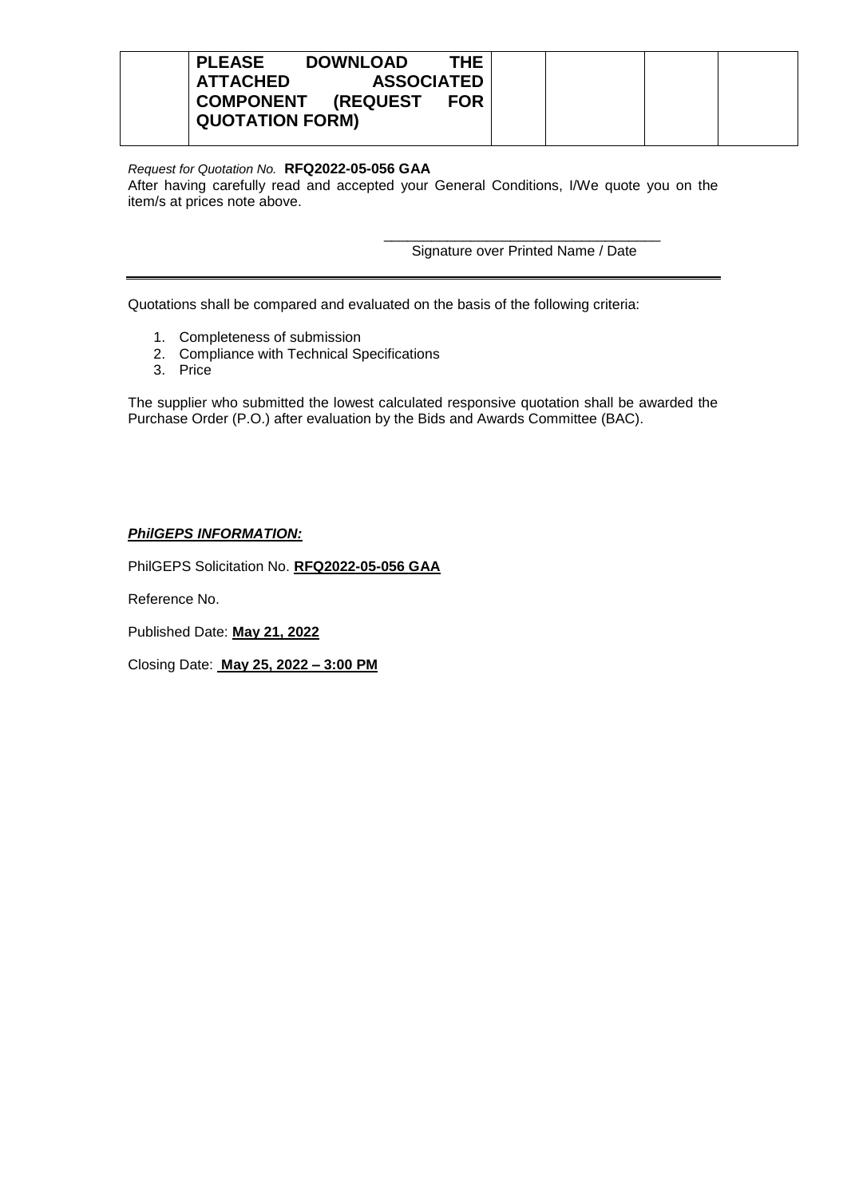| | | | | | |
|---|---|---|---|---|---|
| | **PLEASE DOWNLOAD THE ATTACHED ASSOCIATED COMPONENT (REQUEST FOR QUOTATION FORM)** | | | | |

*Request for Quotation No.* **RFQ2022-05-056 GAA**

After having carefully read and accepted your General Conditions, I/We quote you on the item/s at prices note above.

\_\_\_\_\_\_\_\_\_\_\_\_\_\_\_\_\_\_\_\_\_\_\_\_\_\_\_\_\_\_\_\_\_\_\_\_

Signature over Printed Name / Date

---

Quotations shall be compared and evaluated on the basis of the following criteria:

1. Completeness of submission
2. Compliance with Technical Specifications
3. Price

The supplier who submitted the lowest calculated responsive quotation shall be awarded the Purchase Order (P.O.) after evaluation by the Bids and Awards Committee (BAC).

***PhilGEPS INFORMATION:***

PhilGEPS Solicitation No. **RFQ2022-05-056 GAA**

Reference No.

Published Date: **May 21, 2022**

Closing Date: **May 25, 2022 – 3:00 PM**